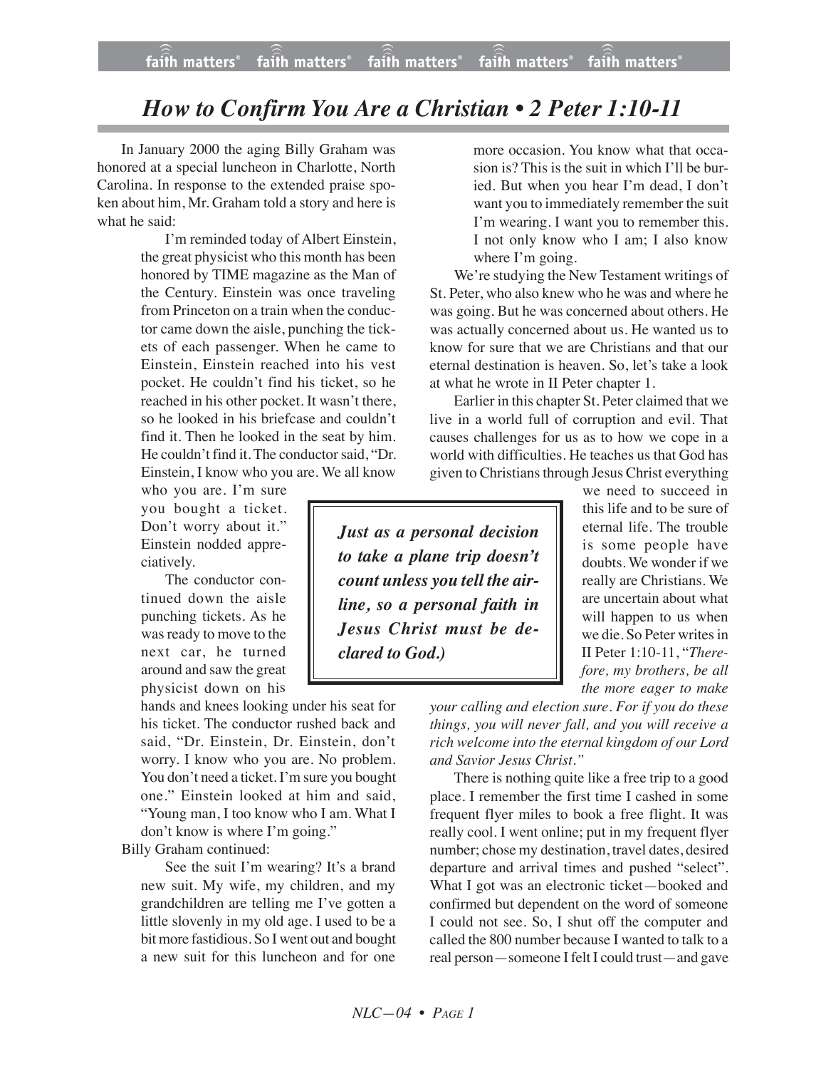# *How to Confirm You Are a Christian • 2 Peter 1:10-11*

In January 2000 the aging Billy Graham was honored at a special luncheon in Charlotte, North Carolina. In response to the extended praise spoken about him, Mr. Graham told a story and here is what he said:

> I'm reminded today of Albert Einstein, the great physicist who this month has been honored by TIME magazine as the Man of the Century. Einstein was once traveling from Princeton on a train when the conductor came down the aisle, punching the tickets of each passenger. When he came to Einstein, Einstein reached into his vest pocket. He couldn't find his ticket, so he reached in his other pocket. It wasn't there, so he looked in his briefcase and couldn't find it. Then he looked in the seat by him. He couldn't find it. The conductor said, "Dr. Einstein, I know who you are. We all know who you are. I'm sure you bought a ticket. Don't worry about it." Einstein nodded appreciatively.
>
> The conductor continued down the aisle punching tickets. As he was ready to move to the next car, he turned around and saw the great physicist down on his hands and knees looking under his seat for his ticket. The conductor rushed back and said, "Dr. Einstein, Dr. Einstein, don't worry. I know who you are. No problem. You don't need a ticket. I'm sure you bought one." Einstein looked at him and said, "Young man, I too know who I am. What I don't know is where I'm going."

Billy Graham continued:

> See the suit I'm wearing? It's a brand new suit. My wife, my children, and my grandchildren are telling me I've gotten a little slovenly in my old age. I used to be a bit more fastidious. So I went out and bought a new suit for this luncheon and for one more occasion. You know what that occasion is? This is the suit in which I'll be buried. But when you hear I'm dead, I don't want you to immediately remember the suit I'm wearing. I want you to remember this. I not only know who I am; I also know where I'm going.

We're studying the New Testament writings of St. Peter, who also knew who he was and where he was going. But he was concerned about others. He was actually concerned about us. He wanted us to know for sure that we are Christians and that our eternal destination is heaven. So, let's take a look at what he wrote in II Peter chapter 1.

Earlier in this chapter St. Peter claimed that we live in a world full of corruption and evil. That causes challenges for us as to how we cope in a world with difficulties. He teaches us that God has given to Christians through Jesus Christ everything we need to succeed in this life and to be sure of eternal life. The trouble is some people have doubts. We wonder if we really are Christians. We are uncertain about what will happen to us when we die. So Peter writes in II Peter 1:10-11, "*Therefore, my brothers, be all the more eager to make your calling and election sure. For if you do these things, you will never fall, and you will receive a rich welcome into the eternal kingdom of our Lord and Savior Jesus Christ.*"

> ***Just as a personal decision to take a plane trip doesn't count unless you tell the airline, so a personal faith in Jesus Christ must be declared to God.)***

There is nothing quite like a free trip to a good place. I remember the first time I cashed in some frequent flyer miles to book a free flight. It was really cool. I went online; put in my frequent flyer number; chose my destination, travel dates, desired departure and arrival times and pushed "select". What I got was an electronic ticket—booked and confirmed but dependent on the word of someone I could not see. So, I shut off the computer and called the 800 number because I wanted to talk to a real person—someone I felt I could trust—and gave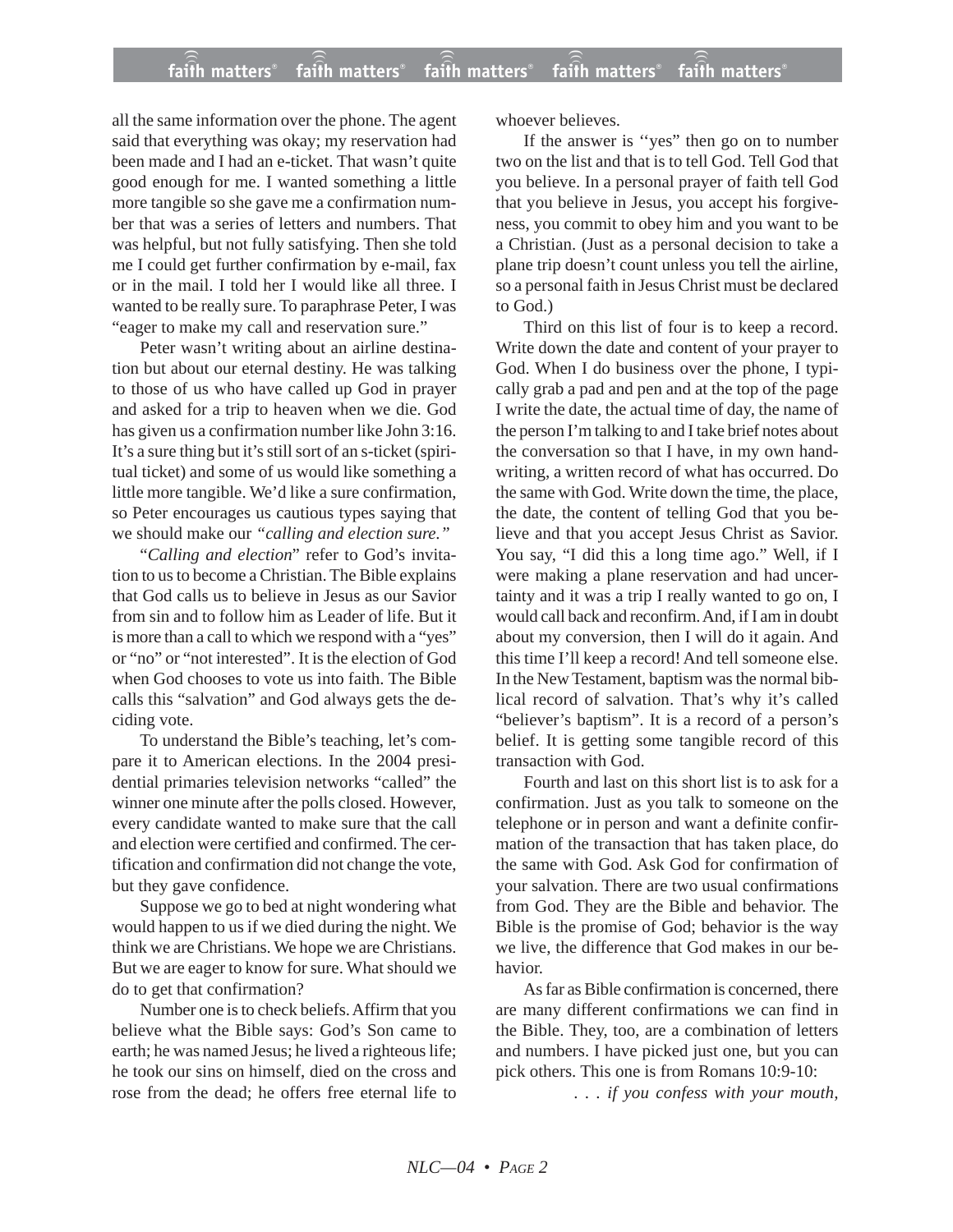all the same information over the phone. The agent said that everything was okay; my reservation had been made and I had an e-ticket. That wasn't quite good enough for me. I wanted something a little more tangible so she gave me a confirmation number that was a series of letters and numbers. That was helpful, but not fully satisfying. Then she told me I could get further confirmation by e-mail, fax or in the mail. I told her I would like all three. I wanted to be really sure. To paraphrase Peter, I was "eager to make my call and reservation sure."

Peter wasn't writing about an airline destination but about our eternal destiny. He was talking to those of us who have called up God in prayer and asked for a trip to heaven when we die. God has given us a confirmation number like John 3:16. It's a sure thing but it's still sort of an s-ticket (spiritual ticket) and some of us would like something a little more tangible. We'd like a sure confirmation, so Peter encourages us cautious types saying that we should make our *"calling and election sure."*

"*Calling and election*" refer to God's invitation to us to become a Christian. The Bible explains that God calls us to believe in Jesus as our Savior from sin and to follow him as Leader of life. But it is more than a call to which we respond with a "yes" or "no" or "not interested". It is the election of God when God chooses to vote us into faith. The Bible calls this "salvation" and God always gets the deciding vote.

To understand the Bible's teaching, let's compare it to American elections. In the 2004 presidential primaries television networks "called" the winner one minute after the polls closed. However, every candidate wanted to make sure that the call and election were certified and confirmed. The certification and confirmation did not change the vote, but they gave confidence.

Suppose we go to bed at night wondering what would happen to us if we died during the night. We think we are Christians. We hope we are Christians. But we are eager to know for sure. What should we do to get that confirmation?

Number one is to check beliefs. Affirm that you believe what the Bible says: God's Son came to earth; he was named Jesus; he lived a righteous life; he took our sins on himself, died on the cross and rose from the dead; he offers free eternal life to whoever believes.

If the answer is "yes" then go on to number two on the list and that is to tell God. Tell God that you believe. In a personal prayer of faith tell God that you believe in Jesus, you accept his forgiveness, you commit to obey him and you want to be a Christian. (Just as a personal decision to take a plane trip doesn't count unless you tell the airline, so a personal faith in Jesus Christ must be declared to God.)

Third on this list of four is to keep a record. Write down the date and content of your prayer to God. When I do business over the phone, I typically grab a pad and pen and at the top of the page I write the date, the actual time of day, the name of the person I'm talking to and I take brief notes about the conversation so that I have, in my own handwriting, a written record of what has occurred. Do the same with God. Write down the time, the place, the date, the content of telling God that you believe and that you accept Jesus Christ as Savior. You say, "I did this a long time ago." Well, if I were making a plane reservation and had uncertainty and it was a trip I really wanted to go on, I would call back and reconfirm. And, if I am in doubt about my conversion, then I will do it again. And this time I'll keep a record! And tell someone else. In the New Testament, baptism was the normal biblical record of salvation. That's why it's called "believer's baptism". It is a record of a person's belief. It is getting some tangible record of this transaction with God.

Fourth and last on this short list is to ask for a confirmation. Just as you talk to someone on the telephone or in person and want a definite confirmation of the transaction that has taken place, do the same with God. Ask God for confirmation of your salvation. There are two usual confirmations from God. They are the Bible and behavior. The Bible is the promise of God; behavior is the way we live, the difference that God makes in our behavior.

As far as Bible confirmation is concerned, there are many different confirmations we can find in the Bible. They, too, are a combination of letters and numbers. I have picked just one, but you can pick others. This one is from Romans 10:9-10:

> *. . . if you confess with your mouth,*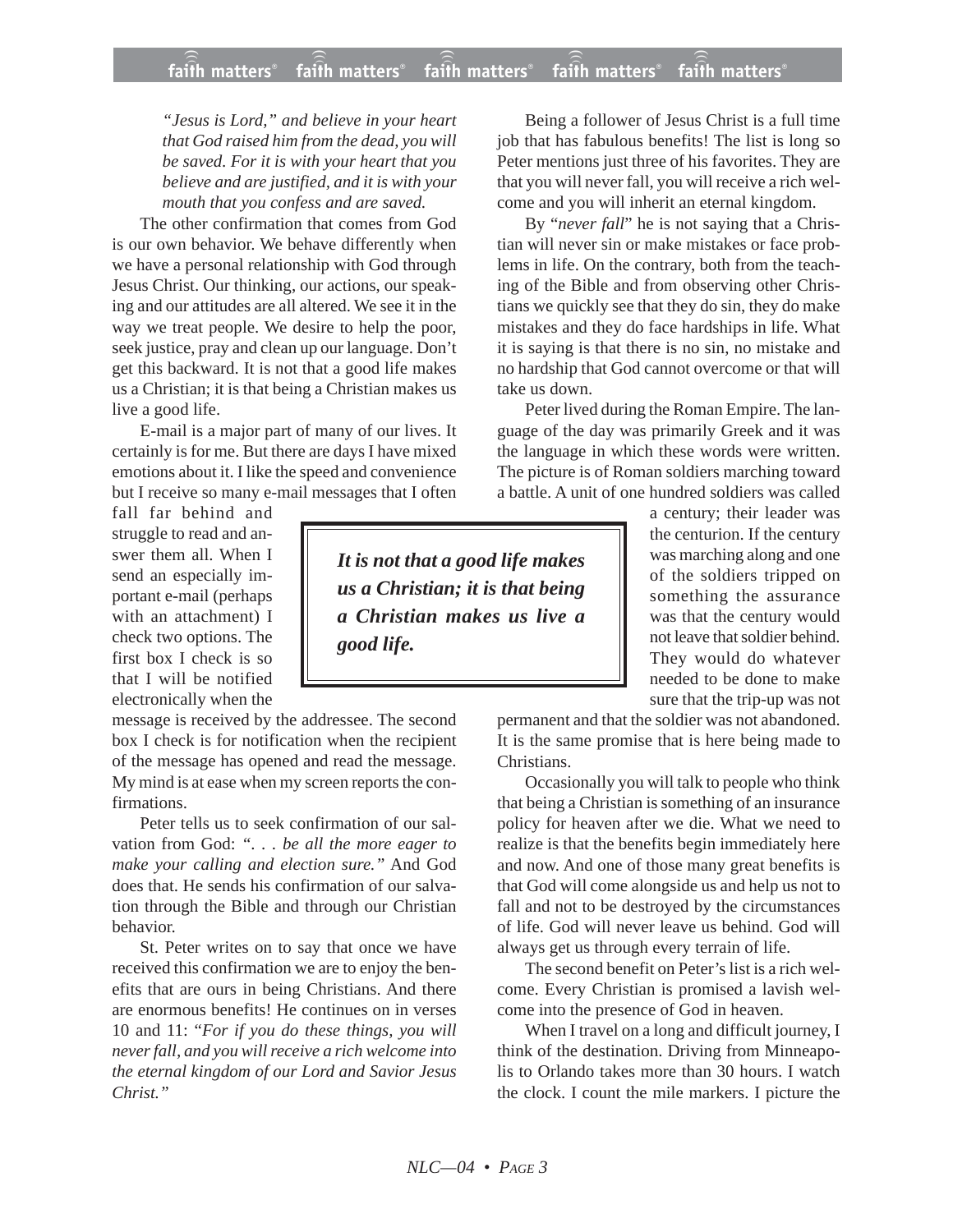*"Jesus is Lord," and believe in your heart that God raised him from the dead, you will be saved. For it is with your heart that you believe and are justified, and it is with your mouth that you confess and are saved.*

The other confirmation that comes from God is our own behavior. We behave differently when we have a personal relationship with God through Jesus Christ. Our thinking, our actions, our speaking and our attitudes are all altered. We see it in the way we treat people. We desire to help the poor, seek justice, pray and clean up our language. Don't get this backward. It is not that a good life makes us a Christian; it is that being a Christian makes us live a good life.

E-mail is a major part of many of our lives. It certainly is for me. But there are days I have mixed emotions about it. I like the speed and convenience but I receive so many e-mail messages that I often fall far behind and struggle to read and answer them all. When I send an especially important e-mail (perhaps with an attachment) I check two options. The first box I check is so that I will be notified electronically when the message is received by the addressee. The second box I check is for notification when the recipient of the message has opened and read the message. My mind is at ease when my screen reports the confirmations.

> ***It is not that a good life makes us a Christian; it is that being a Christian makes us live a good life.***

Peter tells us to seek confirmation of our salvation from God: *". . . be all the more eager to make your calling and election sure."* And God does that. He sends his confirmation of our salvation through the Bible and through our Christian behavior.

St. Peter writes on to say that once we have received this confirmation we are to enjoy the benefits that are ours in being Christians. And there are enormous benefits! He continues on in verses 10 and 11: "*For if you do these things, you will never fall, and you will receive a rich welcome into the eternal kingdom of our Lord and Savior Jesus Christ.*"

Being a follower of Jesus Christ is a full time job that has fabulous benefits! The list is long so Peter mentions just three of his favorites. They are that you will never fall, you will receive a rich welcome and you will inherit an eternal kingdom.

By "*never fall*" he is not saying that a Christian will never sin or make mistakes or face problems in life. On the contrary, both from the teaching of the Bible and from observing other Christians we quickly see that they do sin, they do make mistakes and they do face hardships in life. What it is saying is that there is no sin, no mistake and no hardship that God cannot overcome or that will take us down.

Peter lived during the Roman Empire. The language of the day was primarily Greek and it was the language in which these words were written. The picture is of Roman soldiers marching toward a battle. A unit of one hundred soldiers was called a century; their leader was the centurion. If the century was marching along and one of the soldiers tripped on something the assurance was that the century would not leave that soldier behind. They would do whatever needed to be done to make sure that the trip-up was not permanent and that the soldier was not abandoned. It is the same promise that is here being made to Christians.

Occasionally you will talk to people who think that being a Christian is something of an insurance policy for heaven after we die. What we need to realize is that the benefits begin immediately here and now. And one of those many great benefits is that God will come alongside us and help us not to fall and not to be destroyed by the circumstances of life. God will never leave us behind. God will always get us through every terrain of life.

The second benefit on Peter's list is a rich welcome. Every Christian is promised a lavish welcome into the presence of God in heaven.

When I travel on a long and difficult journey, I think of the destination. Driving from Minneapolis to Orlando takes more than 30 hours. I watch the clock. I count the mile markers. I picture the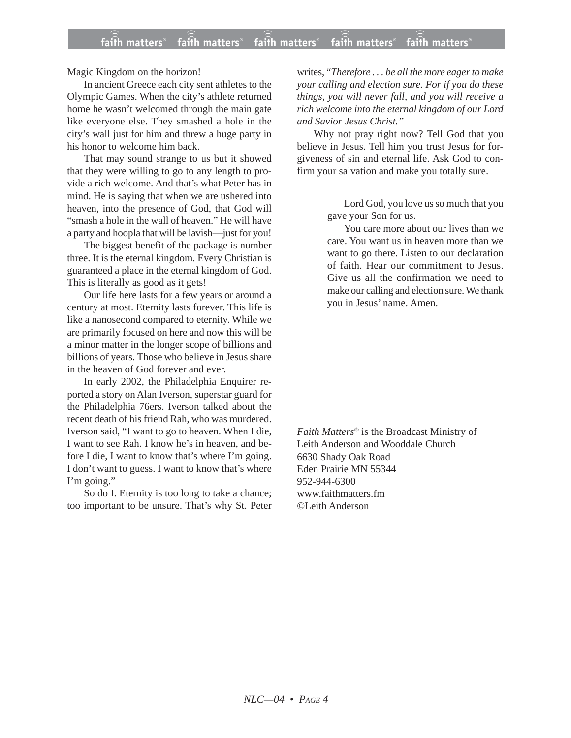Magic Kingdom on the horizon!

In ancient Greece each city sent athletes to the Olympic Games. When the city's athlete returned home he wasn't welcomed through the main gate like everyone else. They smashed a hole in the city's wall just for him and threw a huge party in his honor to welcome him back.

That may sound strange to us but it showed that they were willing to go to any length to provide a rich welcome. And that's what Peter has in mind. He is saying that when we are ushered into heaven, into the presence of God, that God will "smash a hole in the wall of heaven." He will have a party and hoopla that will be lavish—just for you!

The biggest benefit of the package is number three. It is the eternal kingdom. Every Christian is guaranteed a place in the eternal kingdom of God. This is literally as good as it gets!

Our life here lasts for a few years or around a century at most. Eternity lasts forever. This life is like a nanosecond compared to eternity. While we are primarily focused on here and now this will be a minor matter in the longer scope of billions and billions of years. Those who believe in Jesus share in the heaven of God forever and ever.

In early 2002, the Philadelphia Enquirer reported a story on Alan Iverson, superstar guard for the Philadelphia 76ers. Iverson talked about the recent death of his friend Rah, who was murdered. Iverson said, "I want to go to heaven. When I die, I want to see Rah. I know he's in heaven, and before I die, I want to know that's where I'm going. I don't want to guess. I want to know that's where I'm going."

So do I. Eternity is too long to take a chance; too important to be unsure. That's why St. Peter writes, "*Therefore . . . be all the more eager to make your calling and election sure. For if you do these things, you will never fall, and you will receive a rich welcome into the eternal kingdom of our Lord and Savior Jesus Christ.*"

Why not pray right now? Tell God that you believe in Jesus. Tell him you trust Jesus for forgiveness of sin and eternal life. Ask God to confirm your salvation and make you totally sure.

> Lord God, you love us so much that you gave your Son for us.
>
> You care more about our lives than we care. You want us in heaven more than we want to go there. Listen to our declaration of faith. Hear our commitment to Jesus. Give us all the confirmation we need to make our calling and election sure. We thank you in Jesus' name. Amen.

*Faith Matters*® is the Broadcast Ministry of
Leith Anderson and Wooddale Church
6630 Shady Oak Road
Eden Prairie MN 55344
952-944-6300
www.faithmatters.fm
©Leith Anderson